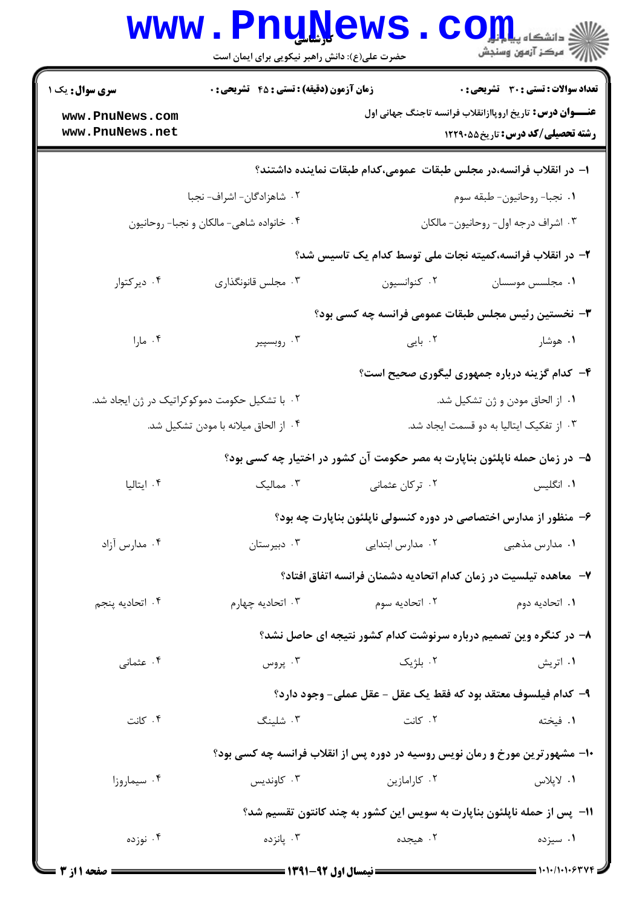**سری سوال:** یک ۱

**زمان آزمون (دقیقه) : تستی : ۴۵ تشریحی : ۰**

**تعداد سوالات : تستی : ۳۰ تشریحی : ۰**

**عنـــوان درس:** تاریخ اروپاازانقلاب فرانسه تاجنگ جهانی اول

**رشته تحصیلی/کد درس:** تاریخ۱۲۲۹۰۵۵

www.PnuNews.com
www.PnuNews.net

حضرت علی(ع): دانش راهبر نیکویی برای ایمان است

**۱- در انقلاب فرانسه،در مجلس طبقات عمومی،کدام طبقات نماینده داشتند؟**

۱. نجبا- روحانیون- طبقه سوم
۲. شاهزادگان- اشراف- نجبا
۳. اشراف درجه اول- روحانیون- مالکان
۴. خانواده شاهی- مالکان و نجبا- روحانیون

**۲- در انقلاب فرانسه،کمیته نجات ملی توسط کدام یک تاسیس شد؟**

۱. مجلسس موسسان
۲. کنوانسیون
۳. مجلس قانونگذاری
۴. دیرکتوار

**۳- نخستین رئیس مجلس طبقات عمومی فرانسه چه کسی بود؟**

۱. هوشار
۲. بایی
۳. روبسپیر
۴. مارا

**۴- کدام گزینه درباره جمهوری لیگوری صحیح است؟**

۱. از الحاق مودن و ژن تشکیل شد.
۲. با تشکیل حکومت دموکوکراتیک در ژن ایجاد شد.
۳. از تفکیک ایتالیا به دو قسمت ایجاد شد.
۴. از الحاق میلانه با مودن تشکیل شد.

**۵- در زمان حمله ناپلئون بناپارت به مصر حکومت آن کشور در اختیار چه کسی بود؟**

۱. انگلیس
۲. ترکان عثمانی
۳. ممالیک
۴. ایتالیا

**۶- منظور از مدارس اختصاصی در دوره کنسولی ناپلئون بناپارت چه بود؟**

۱. مدارس مذهبی
۲. مدارس ابتدایی
۳. دبیرستان
۴. مدارس آزاد

**۷- معاهده تیلسیت در زمان کدام اتحادیه دشمنان فرانسه اتفاق افتاد؟**

۱. اتحادیه دوم
۲. اتحادیه سوم
۳. اتحادیه چهارم
۴. اتحادیه پنجم

**۸- در کنگره وین تصمیم درباره سرنوشت کدام کشور نتیجه ای حاصل نشد؟**

۱. اتریش
۲. بلژیک
۳. پروس
۴. عثمانی

**۹- کدام فیلسوف معتقد بود که فقط یک عقل - عقل عملی- وجود دارد؟**

۱. فیخته
۲. کانت
۳. شلینگ
۴. کانت

**۱۰- مشهورترین مورخ و رمان نویس روسیه در دوره پس از انقلاب فرانسه چه کسی بود؟**

۱. لاپلاس
۲. کارامزین
۳. کاوندیس
۴. سیماروزا

**۱۱- پس از حمله ناپلئون بناپارت به سویس این کشور به چند کانتون تقسیم شد؟**

۱. سیزده
۲. هیجده
۳. پانزده
۴. نوزده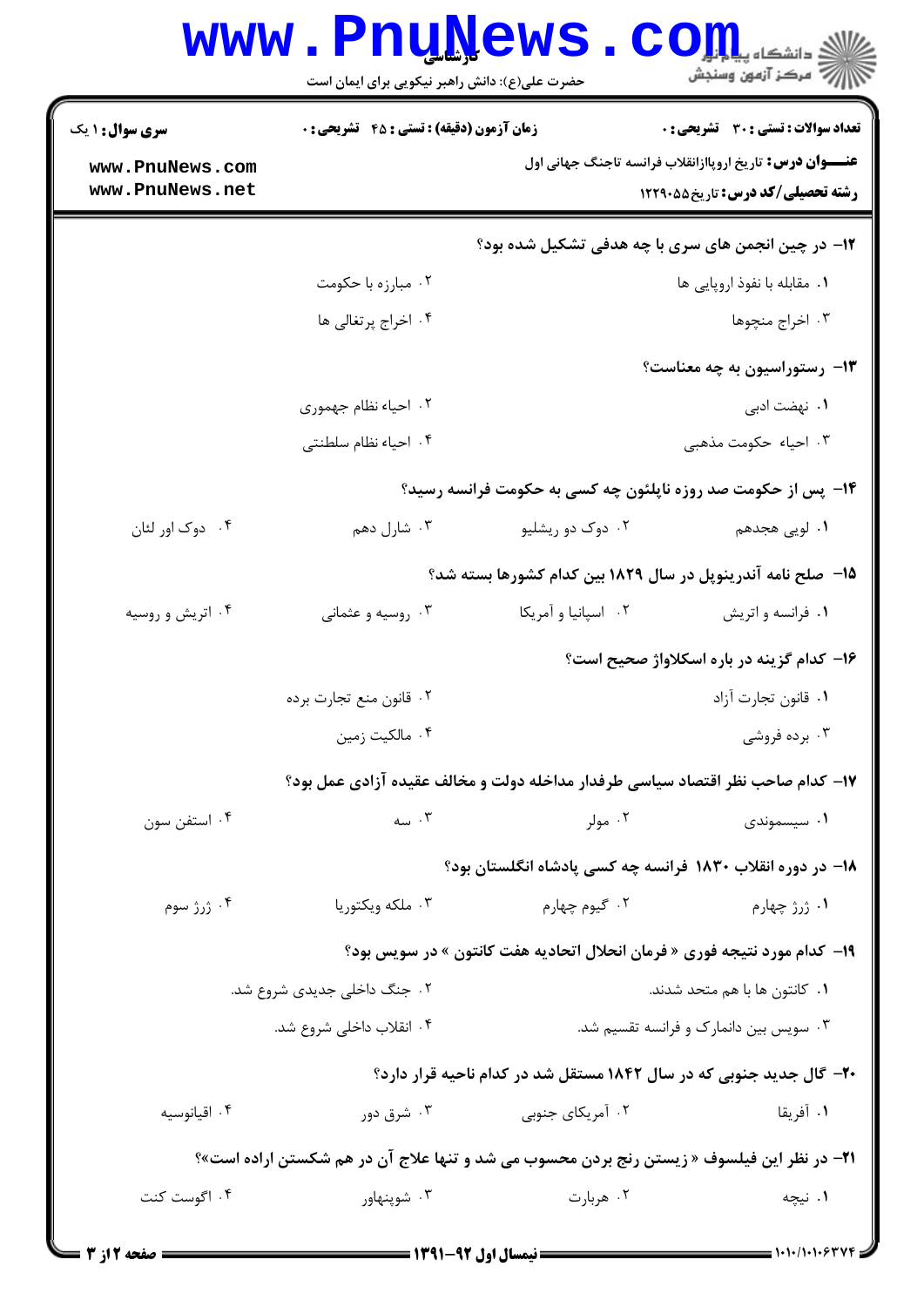**عنـــوان درس:** تاریخ اروپاازانقلاب فرانسه تاجنگ جهانی اول

**رشته تحصیلی/کد درس:** تاریخ۱۲۲۹۰۵۵

**تعداد سوالات: تستی : ۳۰ تشریحی : ۰**

**زمان آزمون (دقیقه) : تستی : ۴۵ تشریحی : ۰**

**سری سوال :** ۱ یک

۱۲- در چین انجمن های سری با چه هدفی تشکیل شده بود؟

۱. مقابله با نفوذ اروپایی ها
۲. مبارزه با حکومت
۳. اخراج منچوها
۴. اخراج پرتغالی ها

۱۳- رستوراسیون به چه معناست؟

۱. نهضت ادبی
۲. احیاء نظام جمهوری
۳. احیاء حکومت مذهبی
۴. احیاء نظام سلطنتی

۱۴- پس از حکومت صد روزه ناپلئون چه کسی به حکومت فرانسه رسید؟

۱. لویی هجدهم
۲. دوک دو ریشلیو
۳. شارل دهم
۴. دوک اور لئان

۱۵- صلح نامه آندرینوپل در سال ۱۸۲۹ بین کدام کشورها بسته شد؟

۱. فرانسه و اتریش
۲. اسپانیا و آمریکا
۳. روسیه و عثمانی
۴. اتریش و روسیه

۱۶- کدام گزینه در باره اسکلاواژ صحیح است؟

۱. قانون تجارت آزاد
۲. قانون منع تجارت برده
۳. برده فروشی
۴. مالکیت زمین

۱۷- کدام صاحب نظر اقتصاد سیاسی طرفدار مداخله دولت و مخالف عقیده آزادی عمل بود؟

۱. سیسموندی
۲. مولر
۳. سه
۴. استفن سون

۱۸- در دوره انقلاب ۱۸۳۰ فرانسه چه کسی پادشاه انگلستان بود؟

۱. ژرژ چهارم
۲. گیوم چهارم
۳. ملکه ویکتوریا
۴. ژرژ سوم

۱۹- کدام مورد نتیجه فوری « فرمان انحلال اتحادیه هفت کانتون » در سویس بود؟

۱. کانتون ها با هم متحد شدند.
۲. جنگ داخلی جدیدی شروع شد.
۳. سویس بین دانمارک و فرانسه تقسیم شد.
۴. انقلاب داخلی شروع شد.

۲۰- گال جدید جنوبی که در سال ۱۸۴۲ مستقل شد در کدام ناحیه قرار دارد؟

۱. آفریقا
۲. آمریکای جنوبی
۳. شرق دور
۴. اقیانوسیه

۲۱- در نظر این فیلسوف « زیستن رنج بردن محسوب می شد و تنها علاج آن در هم شکستن اراده است»؟

۱. نیچه
۲. هربارت
۳. شوپنهاور
۴. اگوست کنت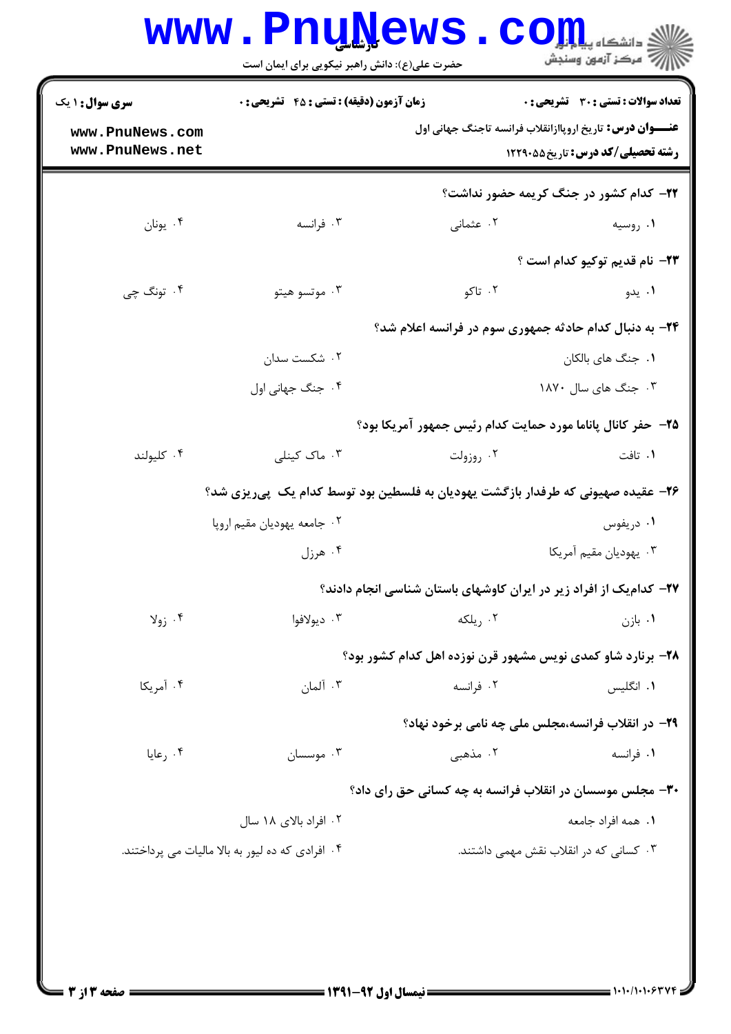**سری سوال:** ۱ یک
**زمان آزمون (دقیقه) : تستی :** ۴۵ **تشریحی :** ۰
**تعداد سوالات : تستی :** ۳۰ **تشریحی :** ۰

**عنـــوان درس:** تاریخ اروپاازانقلاب فرانسه تاجنگ جهانی اول
**رشته تحصیلی/کد درس:** تاریخ۱۲۲۹۰۵۵

۲۲- کدام کشور در جنگ کریمه حضور نداشت؟

۱. روسیه ۲. عثمانی ۳. فرانسه ۴. یونان

۲۳- نام قدیم توکیو کدام است ؟

۱. یدو ۲. تاکو ۳. موتسو هیتو ۴. تونگ چی

۲۴- به دنبال کدام حادثه جمهوری سوم در فرانسه اعلام شد؟

۱. جنگ های بالکان ۲. شکست سدان
۳. جنگ های سال ۱۸۷۰ ۴. جنگ جهانی اول

۲۵- حفر کانال پاناما مورد حمایت کدام رئیس جمهور آمریکا بود؟

۱. تافت ۲. روزولت ۳. ماک کینلی ۴. کلیولند

۲۶- عقیده صهیونی که طرفدار بازگشت یهودیان به فلسطین بود توسط کدام یک پی‌ریزی شد؟

۱. دریفوس ۲. جامعه یهودیان مقیم اروپا
۳. یهودیان مقیم آمریکا ۴. هرزل

۲۷- کدام‌یک از افراد زیر در ایران کاوشهای باستان شناسی انجام دادند؟

۱. بازن ۲. ریلکه ۳. دیولافوا ۴. زولا

۲۸- برنارد شاو کمدی نویس مشهور قرن نوزده اهل کدام کشور بود؟

۱. انگلیس ۲. فرانسه ۳. آلمان ۴. آمریکا

۲۹- در انقلاب فرانسه،مجلس ملی چه نامی برخود نهاد؟

۱. فرانسه ۲. مذهبی ۳. موسسان ۴. رعایا

۳۰- مجلس موسسان در انقلاب فرانسه به چه کسانی حق رای داد؟

۱. همه افراد جامعه ۲. افراد بالای ۱۸ سال
۳. کسانی که در انقلاب نقش مهمی داشتند. ۴. افرادی که ده لیور به بالا مالیات می پرداختند.